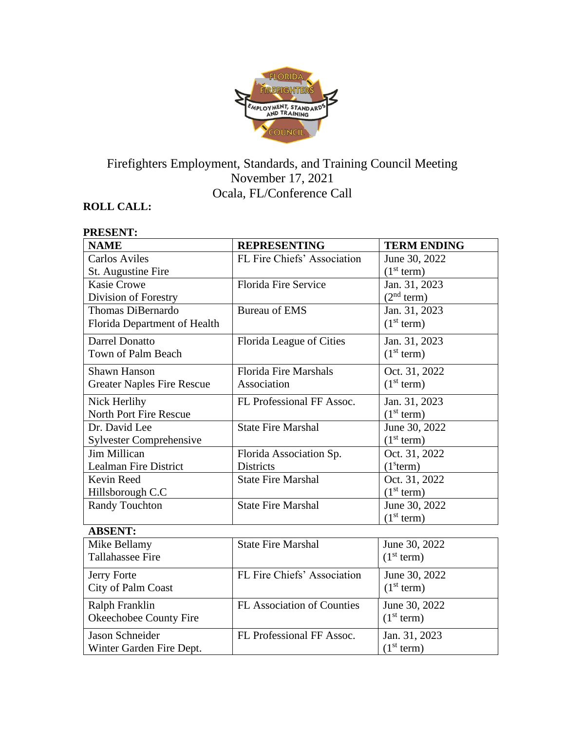# Firefighters Employment, Standards, and Training Council Meeting
November 17, 2021
Ocala, FL/Conference Call

**ROLL CALL:**

**PRESENT:**

| NAME | REPRESENTING | TERM ENDING |
|---|---|---|
| Carlos Aviles<br>St. Augustine Fire | FL Fire Chiefs' Association | June 30, 2022<br>(1st term) |
| Kasie Crowe<br>Division of Forestry | Florida Fire Service | Jan. 31, 2023<br>(2nd term) |
| Thomas DiBernardo<br>Florida Department of Health | Bureau of EMS | Jan. 31, 2023<br>(1st term) |
| Darrel Donatto<br>Town of Palm Beach | Florida League of Cities | Jan. 31, 2023<br>(1st term) |
| Shawn Hanson<br>Greater Naples Fire Rescue | Florida Fire Marshals Association | Oct. 31, 2022<br>(1st term) |
| Nick Herlihy<br>North Port Fire Rescue | FL Professional FF Assoc. | Jan. 31, 2023<br>(1st term) |
| Dr. David Lee<br>Sylvester Comprehensive | State Fire Marshal | June 30, 2022<br>(1st term) |
| Jim Millican<br>Lealman Fire District | Florida Association Sp. Districts | Oct. 31, 2022<br>(1sterm) |
| Kevin Reed<br>Hillsborough C.C | State Fire Marshal | Oct. 31, 2022<br>(1st term) |
| Randy Touchton | State Fire Marshal | June 30, 2022<br>(1st term) |
| **ABSENT:** | | |
| Mike Bellamy<br>Tallahassee Fire | State Fire Marshal | June 30, 2022<br>(1st term) |
| Jerry Forte<br>City of Palm Coast | FL Fire Chiefs' Association | June 30, 2022<br>(1st term) |
| Ralph Franklin<br>Okeechobee County Fire | FL Association of Counties | June 30, 2022<br>(1st term) |
| Jason Schneider<br>Winter Garden Fire Dept. | FL Professional FF Assoc. | Jan. 31, 2023<br>(1st term) |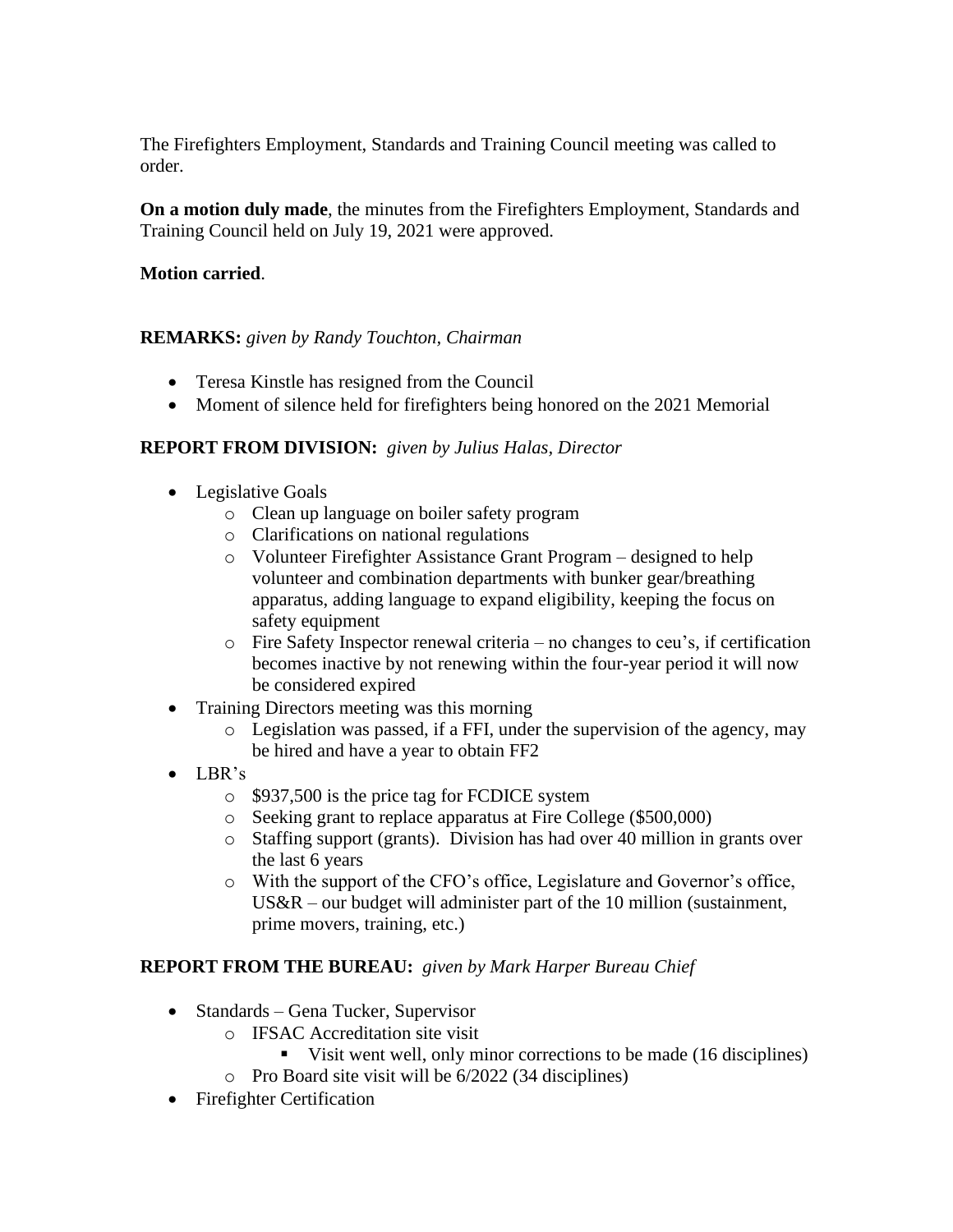The Firefighters Employment, Standards and Training Council meeting was called to order.

**On a motion duly made**, the minutes from the Firefighters Employment, Standards and Training Council held on July 19, 2021 were approved.

**Motion carried**.

**REMARKS:** *given by Randy Touchton, Chairman*

- Teresa Kinstle has resigned from the Council
- Moment of silence held for firefighters being honored on the 2021 Memorial

**REPORT FROM DIVISION:** *given by Julius Halas, Director*

- Legislative Goals
  - Clean up language on boiler safety program
  - Clarifications on national regulations
  - Volunteer Firefighter Assistance Grant Program – designed to help volunteer and combination departments with bunker gear/breathing apparatus, adding language to expand eligibility, keeping the focus on safety equipment
  - Fire Safety Inspector renewal criteria – no changes to ceu's, if certification becomes inactive by not renewing within the four-year period it will now be considered expired
- Training Directors meeting was this morning
  - Legislation was passed, if a FFI, under the supervision of the agency, may be hired and have a year to obtain FF2
- LBR's
  - $937,500 is the price tag for FCDICE system
  - Seeking grant to replace apparatus at Fire College ($500,000)
  - Staffing support (grants). Division has had over 40 million in grants over the last 6 years
  - With the support of the CFO's office, Legislature and Governor's office, US&R – our budget will administer part of the 10 million (sustainment, prime movers, training, etc.)

**REPORT FROM THE BUREAU:** *given by Mark Harper Bureau Chief*

- Standards – Gena Tucker, Supervisor
  - IFSAC Accreditation site visit
    - Visit went well, only minor corrections to be made (16 disciplines)
  - Pro Board site visit will be 6/2022 (34 disciplines)
- Firefighter Certification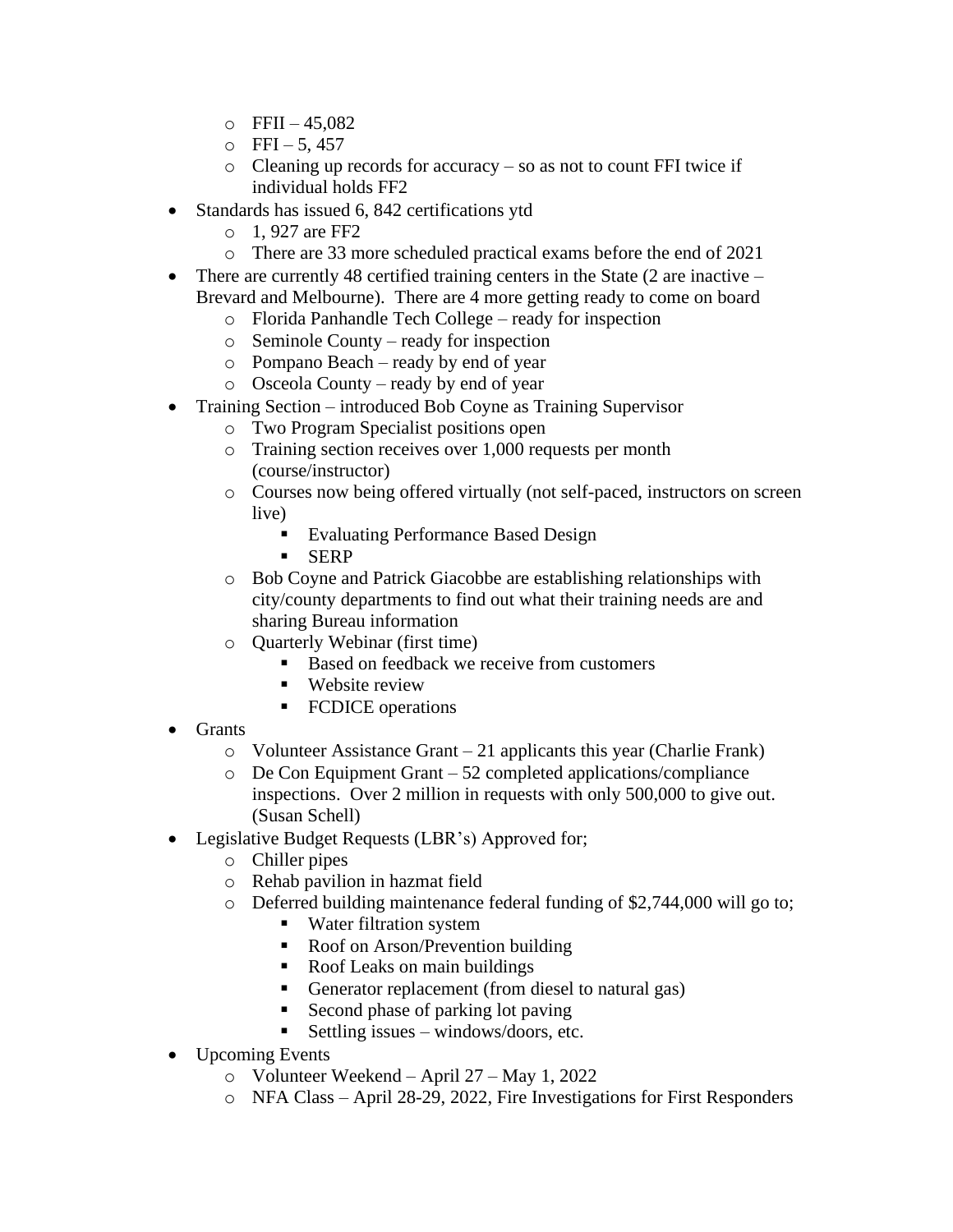- FFII – 45,082
  - FFI – 5, 457
  - Cleaning up records for accuracy – so as not to count FFI twice if individual holds FF2
- Standards has issued 6, 842 certifications ytd
  - 1, 927 are FF2
  - There are 33 more scheduled practical exams before the end of 2021
- There are currently 48 certified training centers in the State (2 are inactive – Brevard and Melbourne). There are 4 more getting ready to come on board
  - Florida Panhandle Tech College – ready for inspection
  - Seminole County – ready for inspection
  - Pompano Beach – ready by end of year
  - Osceola County – ready by end of year
- Training Section – introduced Bob Coyne as Training Supervisor
  - Two Program Specialist positions open
  - Training section receives over 1,000 requests per month (course/instructor)
  - Courses now being offered virtually (not self-paced, instructors on screen live)
    - Evaluating Performance Based Design
    - SERP
  - Bob Coyne and Patrick Giacobbe are establishing relationships with city/county departments to find out what their training needs are and sharing Bureau information
  - Quarterly Webinar (first time)
    - Based on feedback we receive from customers
    - Website review
    - FCDICE operations
- Grants
  - Volunteer Assistance Grant – 21 applicants this year (Charlie Frank)
  - De Con Equipment Grant – 52 completed applications/compliance inspections. Over 2 million in requests with only 500,000 to give out. (Susan Schell)
- Legislative Budget Requests (LBR's) Approved for;
  - Chiller pipes
  - Rehab pavilion in hazmat field
  - Deferred building maintenance federal funding of $2,744,000 will go to;
    - Water filtration system
    - Roof on Arson/Prevention building
    - Roof Leaks on main buildings
    - Generator replacement (from diesel to natural gas)
    - Second phase of parking lot paving
    - Settling issues – windows/doors, etc.
- Upcoming Events
  - Volunteer Weekend – April 27 – May 1, 2022
  - NFA Class – April 28-29, 2022, Fire Investigations for First Responders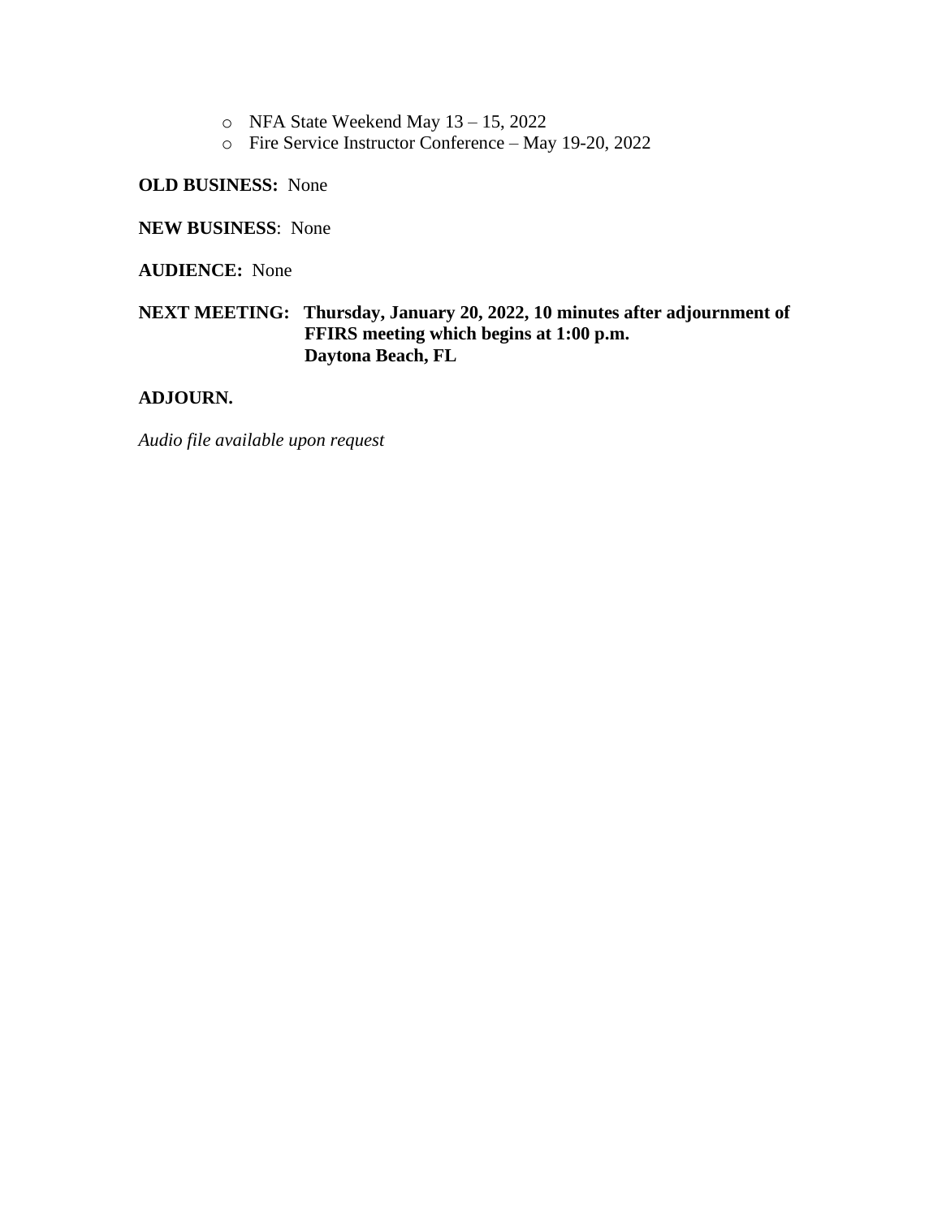- NFA State Weekend May 13 – 15, 2022
- Fire Service Instructor Conference – May 19-20, 2022

**OLD BUSINESS:** None

**NEW BUSINESS**: None

**AUDIENCE:** None

**NEXT MEETING:** **Thursday, January 20, 2022, 10 minutes after adjournment of FFIRS meeting which begins at 1:00 p.m.**
**Daytona Beach, FL**

**ADJOURN.**

*Audio file available upon request*